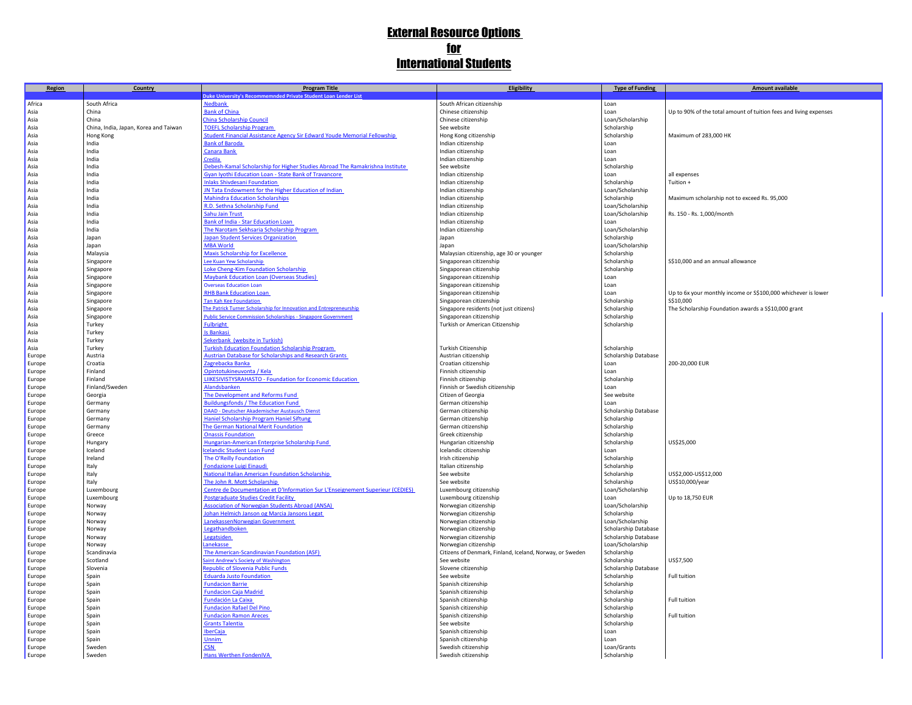# External Resource Options for International Students

| Region | Country | Program Title | Eligibility | Type of Funding | Amount available |
|---|---|---|---|---|---|
| | | Duke University's Recommemnded Private Student Loan Lender List | | | |
| Africa | South Africa | Nedbank | South African citizenship | Loan | |
| Asia | China | Bank of China | Chinese citizenship | Loan | Up to 90% of the total amount of tuition fees and living expenses |
| Asia | China | China Scholarship Council | Chinese citizenship | Loan/Scholarship | |
| Asia | China, India, Japan, Korea and Taiwan | TOEFL Scholarship Program | See website | Scholarship | |
| Asia | Hong Kong | Student Financial Assistance Agency Sir Edward Youde Memorial Fellowship | Hong Kong citizenship | Scholarship | Maximum of 283,000 HK |
| Asia | India | Bank of Baroda | Indian citizenship | Loan | |
| Asia | India | Canara Bank | Indian citizenship | Loan | |
| Asia | India | Credila | Indian citizenship | Loan | |
| Asia | India | Debesh-Kamal Scholarship for Higher Studies Abroad The Ramakrishna Institute | See website | Scholarship | |
| Asia | India | Gyan Jyothi Education Loan - State Bank of Travancore | Indian citizenship | Loan | all expenses |
| Asia | India | Inlaks Shivdesani Foundation | Indian citizenship | Scholarship | Tuition + |
| Asia | India | JN Tata Endowment for the Higher Education of Indian | Indian citizenship | Loan/Scholarship | |
| Asia | India | Mahindra Education Scholarships | Indian citizenship | Scholarship | Maximum scholarship not to exceed Rs. 95,000 |
| Asia | India | R.D. Sethna Scholarship Fund | Indian citizenship | Loan/Scholarship | |
| Asia | India | Sahu Jain Trust | Indian citizenship | Loan/Scholarship | Rs. 150 - Rs. 1,000/month |
| Asia | India | Bank of India - Star Education Loan | Indian citizenship | Loan | |
| Asia | India | The Narotam Sekhsaria Scholarship Program | Indian citizenship | Loan/Scholarship | |
| Asia | Japan | Japan Student Services Organization | Japan | Scholarship | |
| Asia | Japan | MBA World | Japan | Loan/Scholarship | |
| Asia | Malaysia | Maxis Scholarship for Excellence | Malaysian citizenship, age 30 or younger | Scholarship | |
| Asia | Singapore | Lee Kuan Yew Scholarship | Singaporean citizenship | Scholarship | S$10,000 and an annual allowance |
| Asia | Singapore | Loke Cheng-Kim Foundation Scholarship | Singaporean citizenship | Scholarship | |
| Asia | Singapore | Maybank Education Loan (Overseas Studies) | Singaporean citizenship | Loan | |
| Asia | Singapore | Overseas Education Loan | Singaporean citizenship | Loan | |
| Asia | Singapore | RHB Bank Education Loan | Singaporean citizenship | Loan | Up to 6x your monthly income or S$100,000 whichever is lower |
| Asia | Singapore | Tan Kah Kee Foundation | Singaporean citizenship | Scholarship | S$10,000 |
| Asia | Singapore | The Patrick Turner Scholarship for Innovation and Entrepreneurship | Singapore residents (not just citizens) | Scholarship | The Scholarship Foundation awards a S$10,000 grant |
| Asia | Singapore | Public Service Commission Scholarships - Singapore Government | Singaporean citizenship | Scholarship | |
| Asia | Turkey | Fulbright | Turkish or American Citizenship | Scholarship | |
| Asia | Turkey | Is Bankasi | | | |
| Asia | Turkey | Sekerbank (website in Turkish) | | | |
| Asia | Turkey | Turkish Education Foundation Scholarship Program | Turkish Citizenship | Scholarship | |
| Europe | Austria | Austrian Database for Scholarships and Research Grants | Austrian citizenship | Scholarship Database | |
| Europe | Croatia | Zagrebacka Banka | Croatian citizenship | Loan | 200-20,000 EUR |
| Europe | Finland | Opintotukineuvonta / Kela | Finnish citizenship | Loan | |
| Europe | Finland | LIIKESIVISTYSRAHASTO - Foundation for Economic Education | Finnish citizenship | Scholarship | |
| Europe | Finland/Sweden | Alandsbanken | Finnish or Swedish citizenship | Loan | |
| Europe | Georgia | The Development and Reforms Fund | Citizen of Georgia | See website | |
| Europe | Germany | Buildungsfonds / The Education Fund | German citizenship | Loan | |
| Europe | Germany | DAAD - Deutscher Akademischer Austausch Dienst | German citizenship | Scholarship Database | |
| Europe | Germany | Haniel Scholarship Program Haniel Siftung | German citizenship | Scholarship | |
| Europe | Germany | The German National Merit Foundation | German citizenship | Scholarship | |
| Europe | Greece | Onassis Foundation | Greek citizenship | Scholarship | |
| Europe | Hungary | Hungarian-American Enterprise Scholarship Fund | Hungarian citizenship | Scholarship | US$25,000 |
| Europe | Iceland | Icelandic Student Loan Fund | Icelandic citizenship | Loan | |
| Europe | Ireland | The O'Reilly Foundation | Irish citizenship | Scholarship | |
| Europe | Italy | Fondazione Luigi Einaudi | Italian citizenship | Scholarship | |
| Europe | Italy | National Italian American Foundation Scholarship | See website | Scholarship | US$2,000-US$12,000 |
| Europe | Italy | The John R. Mott Scholarship | See website | Scholarship | US$10,000/year |
| Europe | Luxembourg | Centre de Documentation et D'Information Sur L'Enseignement Superieur (CEDIES) | Luxembourg citizenship | Loan/Scholarship | |
| Europe | Luxembourg | Postgraduate Studies Credit Facility | Luxembourg citizenship | Loan | Up to 18,750 EUR |
| Europe | Norway | Association of Norwegian Students Abroad (ANSA) | Norwegian citizenship | Loan/Scholarship | |
| Europe | Norway | Johan Helmich Janson og Marcia Jansons Legat | Norwegian citizenship | Scholarship | |
| Europe | Norway | LanekassenNorwegian Government | Norwegian citizenship | Loan/Scholarship | |
| Europe | Norway | Legathandboken | Norwegian citizenship | Scholarship Database | |
| Europe | Norway | Legatsiden | Norwegian citizenship | Scholarship Database | |
| Europe | Norway | Lanekasse | Norwegian citizenship | Loan/Scholarship | |
| Europe | Scandinavia | The American-Scandinavian Foundation (ASF) | Citizens of Denmark, Finland, Iceland, Norway, or Sweden | Scholarship | |
| Europe | Scotland | Saint Andrew's Society of Washington | See website | Scholarship | US$7,500 |
| Europe | Slovenia | Republic of Slovenia Public Funds | Slovene citizenship | Scholarship Database | |
| Europe | Spain | Eduarda Justo Foundation | See website | Scholarship | Full tuition |
| Europe | Spain | Fundacion Barrie | Spanish citizenship | Scholarship | |
| Europe | Spain | Fundacion Caja Madrid | Spanish citizenship | Scholarship | |
| Europe | Spain | Fundación La Caixa | Spanish citizenship | Scholarship | Full tuition |
| Europe | Spain | Fundacion Rafael Del Pino | Spanish citizenship | Scholarship | |
| Europe | Spain | Fundacion Ramon Areces | Spanish citizenship | Scholarship | Full tuition |
| Europe | Spain | Grants Talentia | See website | Scholarship | |
| Europe | Spain | IberCaja | Spanish citizenship | Loan | |
| Europe | Spain | Unnim | Spanish citizenship | Loan | |
| Europe | Sweden | CSN | Swedish citizenship | Loan/Grants | |
| Europe | Sweden | Hans Werthen FondenIVA | Swedish citizenship | Scholarship | |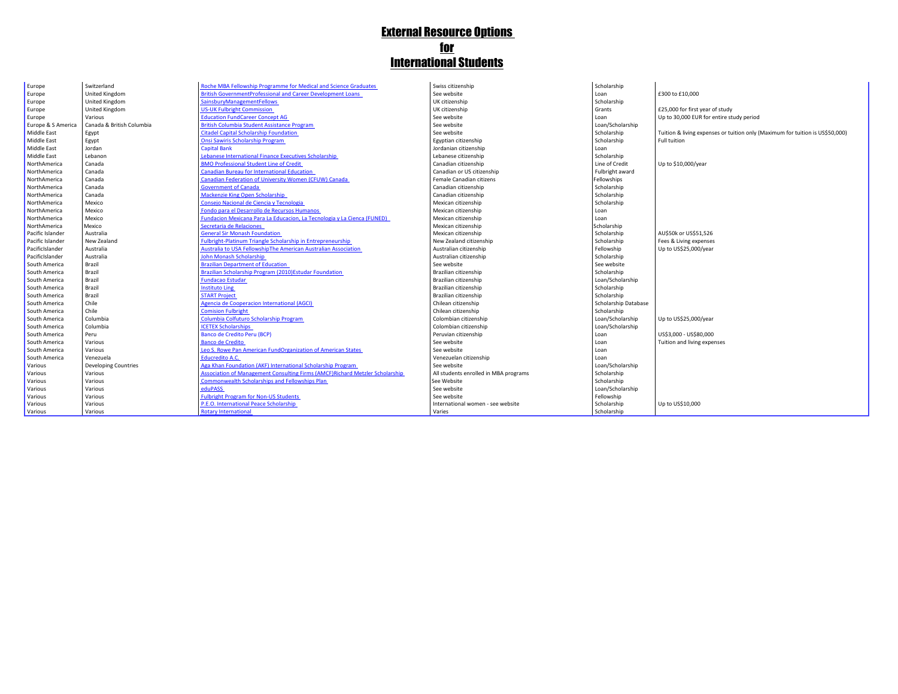# External Resource Options for International Students

| | | | | | |
|---|---|---|---|---|---|
| Europe | Switzerland | Roche MBA Fellowship Programme for Medical and Science Graduates | Swiss citizenship | Scholarship | |
| Europe | United Kingdom | British GovernmentProfessional and Career Development Loans | See website | Loan | £300 to £10,000 |
| Europe | United Kingdom | SainsburyManagementFellows | UK citizenship | Scholarship | |
| Europe | United Kingdom | US-UK Fulbright Commission | UK citizenship | Grants | £25,000 for first year of study |
| Europe | Various | Education FundCareer Concept AG | See website | Loan | Up to 30,000 EUR for entire study period |
| Europe & S America | Canada & British Columbia | British Columbia Student Assistance Program | See website | Loan/Scholarship | |
| Middle East | Egypt | Citadel Capital Scholarship Foundation | See website | Scholarship | Tuition & living expenses or tuition only (Maximum for tuition is US$50,000) |
| Middle East | Egypt | Onsi Sawiris Scholarship Program | Egyptian citizenship | Scholarship | Full tuition |
| Middle East | Jordan | Capital Bank | Jordanian citizenship | Loan | |
| Middle East | Lebanon | Lebanese International Finance Executives Scholarship | Lebanese citizenship | Scholarship | |
| NorthAmerica | Canada | BMO Professional Student Line of Credit | Canadian citizenship | Line of Credit | Up to $10,000/year |
| NorthAmerica | Canada | Canadian Bureau for International Education | Canadian or US citizenship | Fulbright award | |
| NorthAmerica | Canada | Canadian Federation of University Women (CFUW) Canada | Female Canadian citizens | Fellowships | |
| NorthAmerica | Canada | Government of Canada | Canadian citizenship | Scholarship | |
| NorthAmerica | Canada | Mackenzie King Open Scholarship | Canadian citizenship | Scholarship | |
| NorthAmerica | Mexico | Consejo Nacional de Ciencia y Tecnologia | Mexican citizenship | Scholarship | |
| NorthAmerica | Mexico | Fondo para el Desarrollo de Recursos Humanos | Mexican citizenship | Loan | |
| NorthAmerica | Mexico | Fundacion Mexicana Para La Educacion, La Tecnologia y La Cienca (FUNED) | Mexican citizenship | Loan | |
| NorthAmerica | Mexico | Secretaria de Relaciones | Mexican citizenship | Scholarship | |
| Pacific Islander | Australia | General Sir Monash Foundation | Mexican citizenship | Scholarship | AU$50k or US$51,526 |
| Pacific Islander | New Zealand | Fulbright-Platinum Triangle Scholarship in Entrepreneurship | New Zealand citizenship | Scholarship | Fees & Living expenses |
| PacificIslander | Australia | Australia to USA FellowshipThe American Australian Association | Australian citizenship | Fellowship | Up to US$25,000/year |
| PacificIslander | Australia | John Monash Scholarship | Australian citizenship | Scholarship | |
| South America | Brazil | Brazilian Department of Education | See website | See website | |
| South America | Brazil | Brazilian Scholarship Program (2010)Estudar Foundation | Brazilian citizenship | Scholarship | |
| South America | Brazil | Fundacao Estudar | Brazilian citizenship | Loan/Scholarship | |
| South America | Brazil | Instituto Ling | Brazilian citizenship | Scholarship | |
| South America | Brazil | START Project | Brazilian citizenship | Scholarship | |
| South America | Chile | Agencia de Cooperacion International (AGCI) | Chilean citizenship | Scholarship Database | |
| South America | Chile | Comision Fulbright | Chilean citizenship | Scholarship | |
| South America | Columbia | Columbia Colfuturo Scholarship Program | Colombian citizenship | Loan/Scholarship | Up to US$25,000/year |
| South America | Columbia | ICETEX Scholarships | Colombian citizenship | Loan/Scholarship | |
| South America | Peru | Banco de Credito Peru (BCP) | Peruvian citizenship | Loan | US$3,000 - US$80,000 |
| South America | Various | Banco de Credito | See website | Loan | Tuition and living expenses |
| South America | Various | Leo S. Rowe Pan American FundOrganization of American States | See website | Loan | |
| South America | Venezuela | Educredito A.C. | Venezuelan citizenship | Loan | |
| Various | Developing Countries | Aga Khan Foundation (AKF) International Scholarship Program | See website | Loan/Scholarship | |
| Various | Various | Association of Management Consulting Firms (AMCF)Richard Metzler Scholarship | All students enrolled in MBA programs | Scholarship | |
| Various | Various | Commonwealth Scholarships and Fellowships Plan | See Website | Scholarship | |
| Various | Various | eduPASS | See website | Loan/Scholarship | |
| Various | Various | Fulbright Program for Non-US Students | See website | Fellowship | |
| Various | Various | P.E.O. International Peace Scholarship | International women - see website | Scholarship | Up to US$10,000 |
| Various | Various | Rotary International | Varies | Scholarship | |